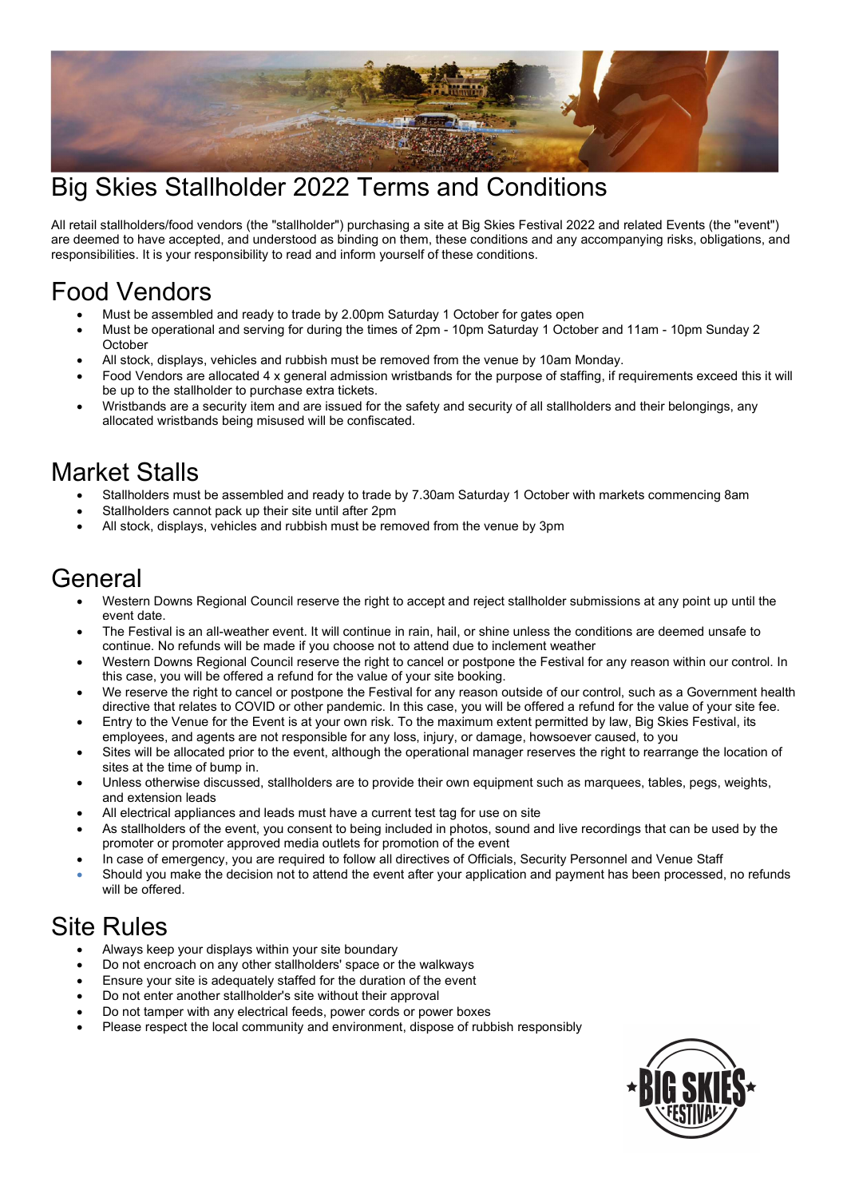# Big Skies Stallholder 2022 Terms and Conditions

All retail stallholders/food vendors (the "stallholder") purchasing a site at Big Skies Festival 2022 and related Events (the "event") are deemed to have accepted, and understood as binding on them, these conditions and any accompanying risks, obligations, and responsibilities. It is your responsibility to read and inform yourself of these conditions.

## Food Vendors

- Must be assembled and ready to trade by 2.00pm Saturday 1 October for gates open
- Must be operational and serving for during the times of 2pm - 10pm Saturday 1 October and 11am - 10pm Sunday 2 October
- All stock, displays, vehicles and rubbish must be removed from the venue by 10am Monday.
- Food Vendors are allocated 4 x general admission wristbands for the purpose of staffing, if requirements exceed this it will be up to the stallholder to purchase extra tickets.
- Wristbands are a security item and are issued for the safety and security of all stallholders and their belongings, any allocated wristbands being misused will be confiscated.

## Market Stalls

- Stallholders must be assembled and ready to trade by 7.30am Saturday 1 October with markets commencing 8am
- Stallholders cannot pack up their site until after 2pm
- All stock, displays, vehicles and rubbish must be removed from the venue by 3pm

## General

- Western Downs Regional Council reserve the right to accept and reject stallholder submissions at any point up until the event date.
- The Festival is an all-weather event. It will continue in rain, hail, or shine unless the conditions are deemed unsafe to continue. No refunds will be made if you choose not to attend due to inclement weather
- Western Downs Regional Council reserve the right to cancel or postpone the Festival for any reason within our control. In this case, you will be offered a refund for the value of your site booking.
- We reserve the right to cancel or postpone the Festival for any reason outside of our control, such as a Government health directive that relates to COVID or other pandemic. In this case, you will be offered a refund for the value of your site fee.
- Entry to the Venue for the Event is at your own risk. To the maximum extent permitted by law, Big Skies Festival, its employees, and agents are not responsible for any loss, injury, or damage, howsoever caused, to you
- Sites will be allocated prior to the event, although the operational manager reserves the right to rearrange the location of sites at the time of bump in.
- Unless otherwise discussed, stallholders are to provide their own equipment such as marquees, tables, pegs, weights, and extension leads
- All electrical appliances and leads must have a current test tag for use on site
- As stallholders of the event, you consent to being included in photos, sound and live recordings that can be used by the promoter or promoter approved media outlets for promotion of the event
- In case of emergency, you are required to follow all directives of Officials, Security Personnel and Venue Staff
- Should you make the decision not to attend the event after your application and payment has been processed, no refunds will be offered.

## Site Rules

- Always keep your displays within your site boundary
- Do not encroach on any other stallholders' space or the walkways
- Ensure your site is adequately staffed for the duration of the event
- Do not enter another stallholder's site without their approval
- Do not tamper with any electrical feeds, power cords or power boxes
- Please respect the local community and environment, dispose of rubbish responsibly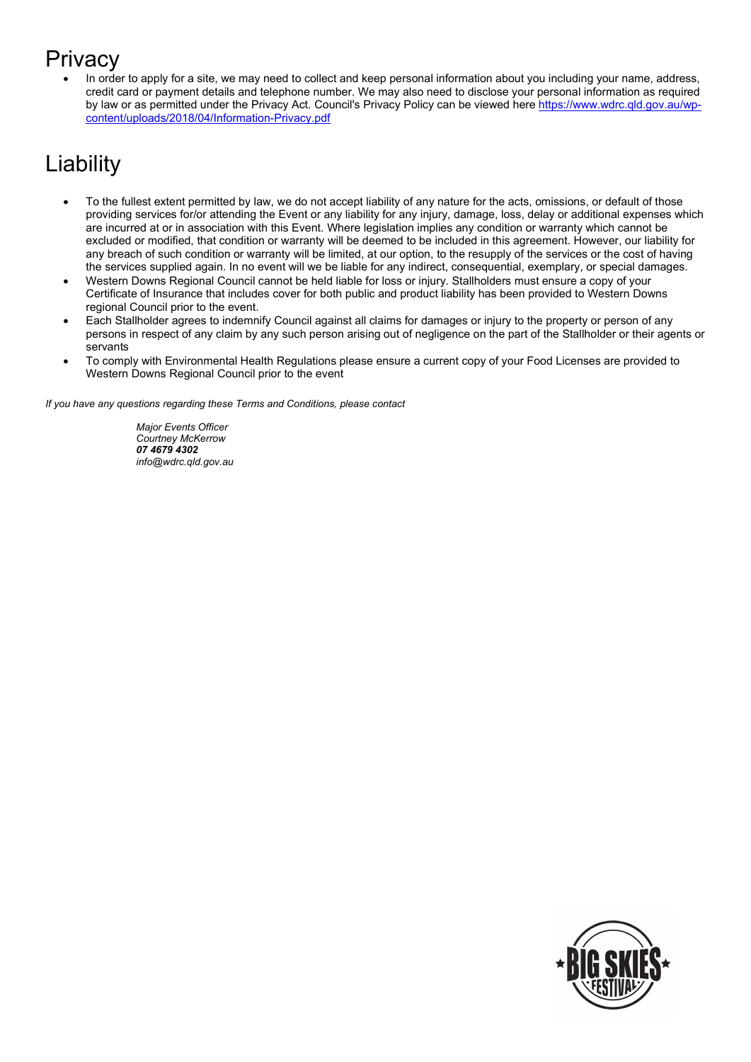# Privacy

- In order to apply for a site, we may need to collect and keep personal information about you including your name, address, credit card or payment details and telephone number. We may also need to disclose your personal information as required by law or as permitted under the Privacy Act. Council's Privacy Policy can be viewed here [https://www.wdrc.qld.gov.au/wp-content/uploads/2018/04/Information-Privacy.pdf](https://www.wdrc.qld.gov.au/wp-content/uploads/2018/04/Information-Privacy.pdf)

# Liability

- To the fullest extent permitted by law, we do not accept liability of any nature for the acts, omissions, or default of those providing services for/or attending the Event or any liability for any injury, damage, loss, delay or additional expenses which are incurred at or in association with this Event. Where legislation implies any condition or warranty which cannot be excluded or modified, that condition or warranty will be deemed to be included in this agreement. However, our liability for any breach of such condition or warranty will be limited, at our option, to the resupply of the services or the cost of having the services supplied again. In no event will we be liable for any indirect, consequential, exemplary, or special damages.
- Western Downs Regional Council cannot be held liable for loss or injury. Stallholders must ensure a copy of your Certificate of Insurance that includes cover for both public and product liability has been provided to Western Downs regional Council prior to the event.
- Each Stallholder agrees to indemnify Council against all claims for damages or injury to the property or person of any persons in respect of any claim by any such person arising out of negligence on the part of the Stallholder or their agents or servants
- To comply with Environmental Health Regulations please ensure a current copy of your Food Licenses are provided to Western Downs Regional Council prior to the event

*If you have any questions regarding these Terms and Conditions, please contact*

*Major Events Officer*
*Courtney McKerrow*
***07 4679 4302***
*info@wdrc.qld.gov.au*